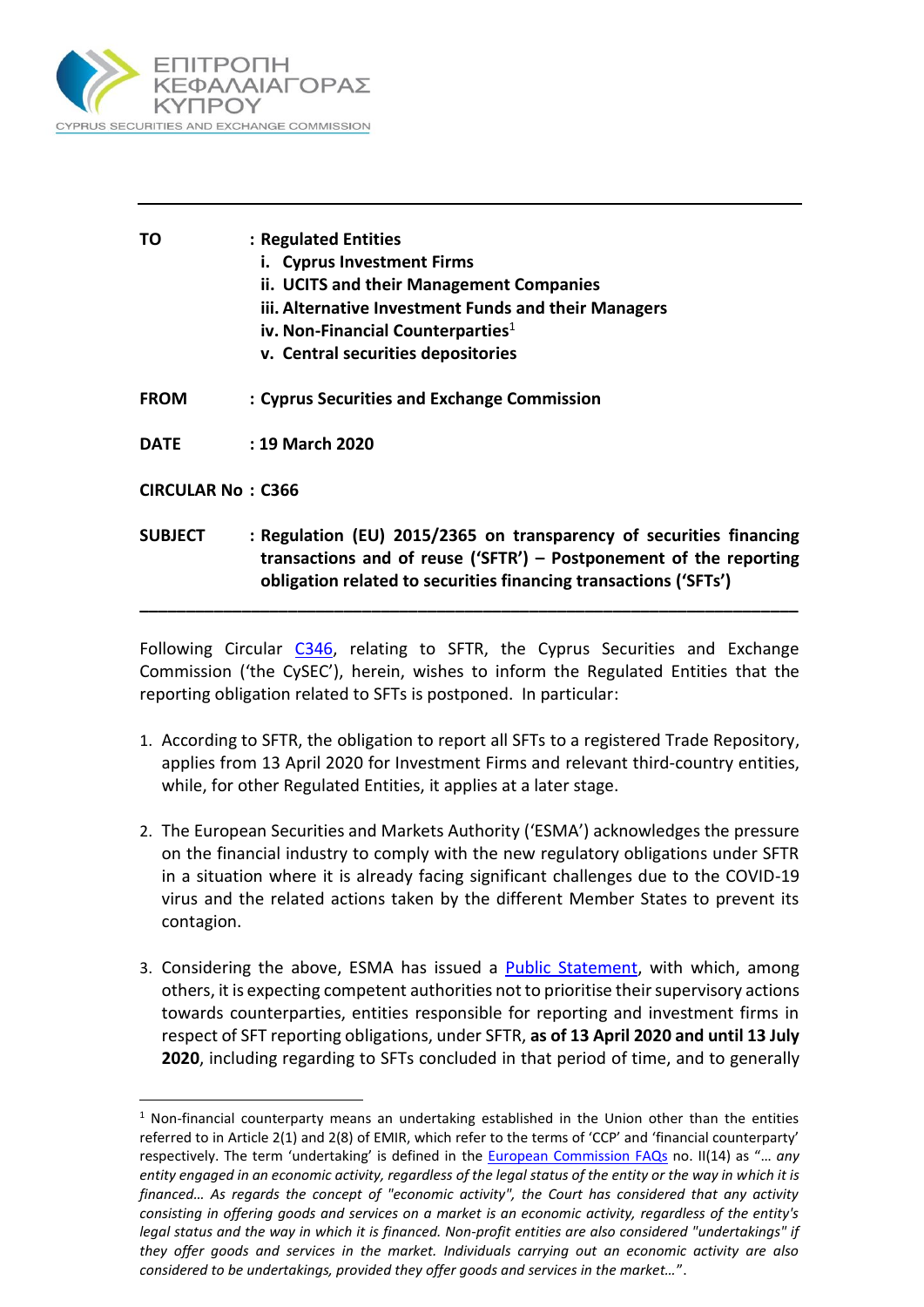ΕΠΙΤΡΟΠΗ ΚΕΦΑΛΑΙΑΓΟΡΑΣ ΚΥΠΡΟΥ

CYPRUS SECURITIES AND EXCHANGE COMMISSION

---

**TO** : **Regulated Entities**

**i. Cyprus Investment Firms**

**ii. UCITS and their Management Companies**

**iii. Alternative Investment Funds and their Managers**

**iv. Non-Financial Counterparties**[1]

**v. Central securities depositories**

**FROM** : **Cyprus Securities and Exchange Commission**

**DATE** : **19 March 2020**

**CIRCULAR No** : **C366**

**SUBJECT** : **Regulation (EU) 2015/2365 on transparency of securities financing transactions and of reuse ('SFTR') – Postponement of the reporting obligation related to securities financing transactions ('SFTs')**

---

Following Circular C346, relating to SFTR, the Cyprus Securities and Exchange Commission ('the CySEC'), herein, wishes to inform the Regulated Entities that the reporting obligation related to SFTs is postponed. In particular:

1. According to SFTR, the obligation to report all SFTs to a registered Trade Repository, applies from 13 April 2020 for Investment Firms and relevant third-country entities, while, for other Regulated Entities, it applies at a later stage.

2. The European Securities and Markets Authority ('ESMA') acknowledges the pressure on the financial industry to comply with the new regulatory obligations under SFTR in a situation where it is already facing significant challenges due to the COVID-19 virus and the related actions taken by the different Member States to prevent its contagion.

3. Considering the above, ESMA has issued a Public Statement, with which, among others, it is expecting competent authorities not to prioritise their supervisory actions towards counterparties, entities responsible for reporting and investment firms in respect of SFT reporting obligations, under SFTR, **as of 13 April 2020 and until 13 July 2020**, including regarding to SFTs concluded in that period of time, and to generally

---

[1] Non-financial counterparty means an undertaking established in the Union other than the entities referred to in Article 2(1) and 2(8) of EMIR, which refer to the terms of 'CCP' and 'financial counterparty' respectively. The term 'undertaking' is defined in the European Commission FAQs no. II(14) as "*… any entity engaged in an economic activity, regardless of the legal status of the entity or the way in which it is financed… As regards the concept of "economic activity", the Court has considered that any activity consisting in offering goods and services on a market is an economic activity, regardless of the entity's legal status and the way in which it is financed. Non-profit entities are also considered "undertakings" if they offer goods and services in the market. Individuals carrying out an economic activity are also considered to be undertakings, provided they offer goods and services in the market…*".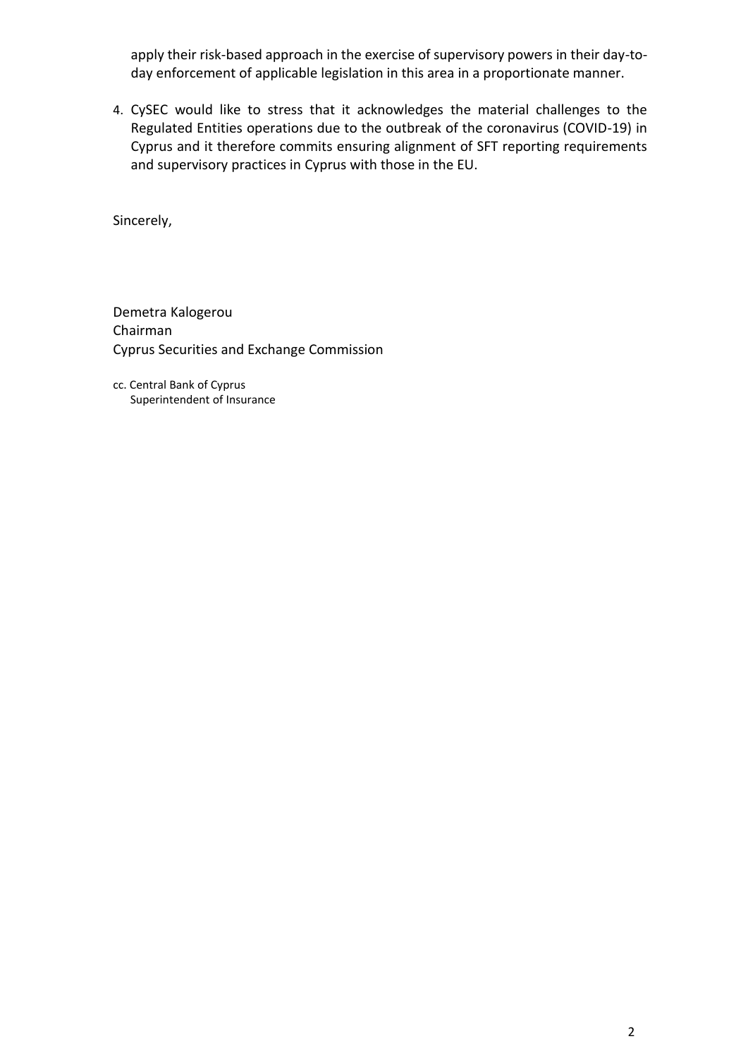apply their risk-based approach in the exercise of supervisory powers in their day-to-day enforcement of applicable legislation in this area in a proportionate manner.

4. CySEC would like to stress that it acknowledges the material challenges to the Regulated Entities operations due to the outbreak of the coronavirus (COVID-19) in Cyprus and it therefore commits ensuring alignment of SFT reporting requirements and supervisory practices in Cyprus with those in the EU.

Sincerely,

Demetra Kalogerou
Chairman
Cyprus Securities and Exchange Commission

cc. Central Bank of Cyprus
Superintendent of Insurance